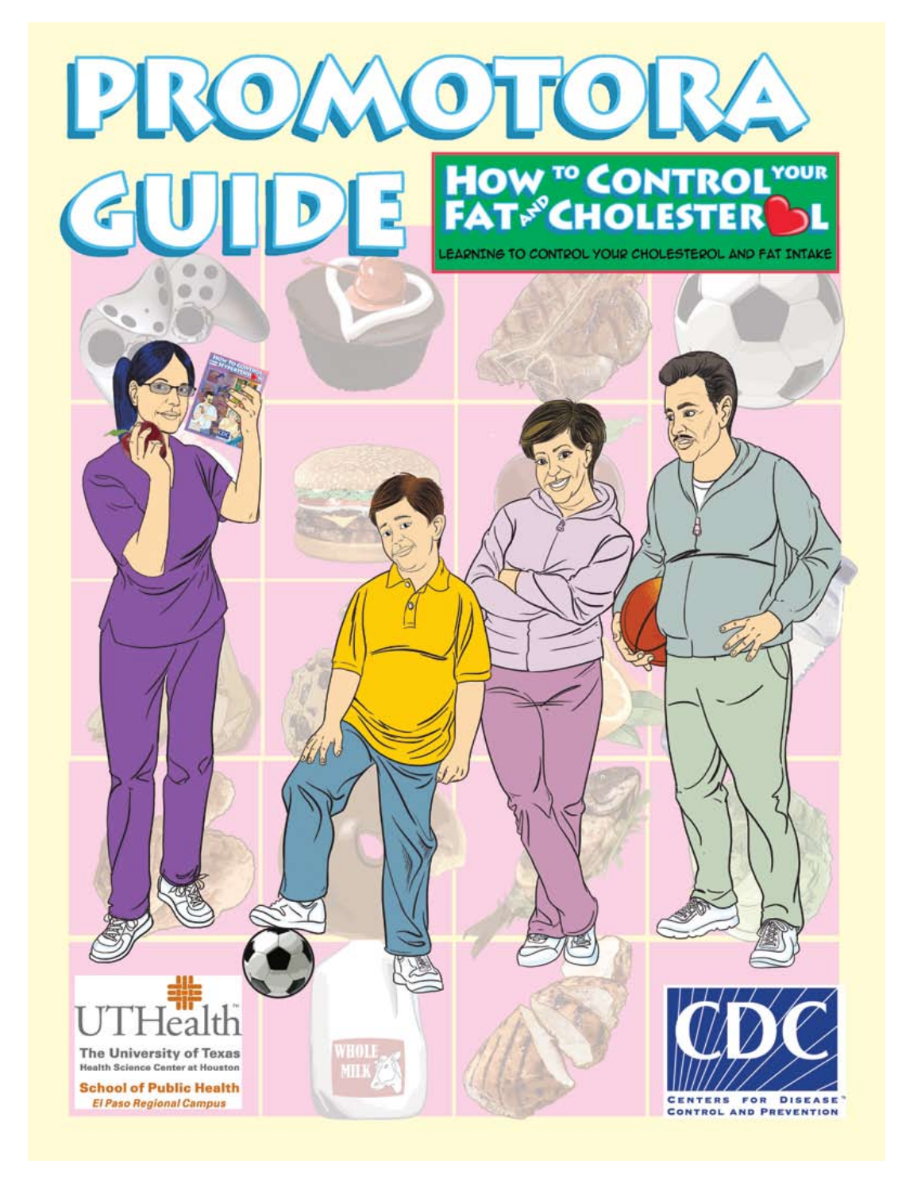# PROMOTORA GUIDE

## HOW TO CONTROL YOUR FAT AND CHOLESTEROL

LEARNING TO CONTROL YOUR CHOLESTEROL AND FAT INTAKE

UTHealth

The University of Texas Health Science Center at Houston

School of Public Health

*El Paso Regional Campus*

CDC

CENTERS FOR DISEASE CONTROL AND PREVENTION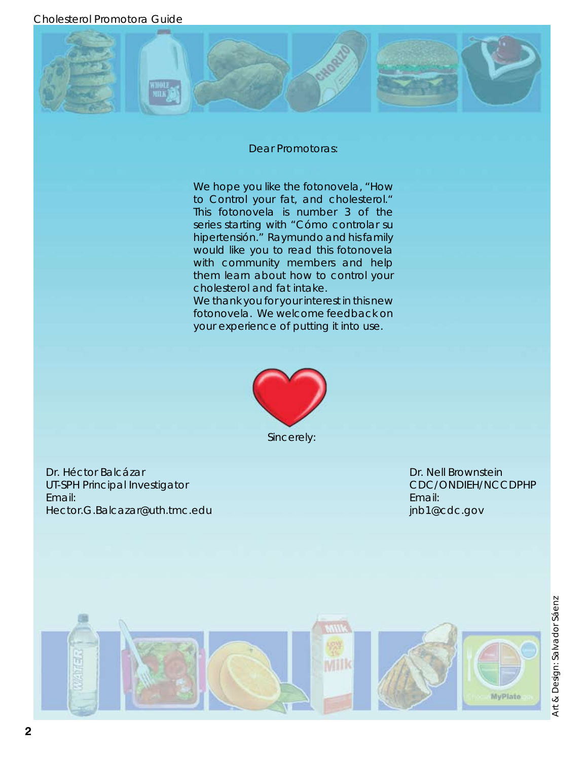Dear Promotoras:

We hope you like the fotonovela, "How to Control your fat, and cholesterol." This fotonovela is number 3 of the series starting with "Cómo controlar su hipertensión." Raymundo and his family would like you to read this fotonovela with community members and help them learn about how to control your cholesterol and fat intake.

We thank you for your interest in this new fotonovela. We welcome feedback on your experience of putting it into use.

Sincerely:

Dr. Héctor Balcázar
UT-SPH Principal Investigator
Email:
Hector.G.Balcazar@uth.tmc.edu

Dr. Nell Brownstein
CDC/ONDIEH/NCCDPHP
Email:
jnb1@cdc.gov

Art & Design: Salvador Sáenz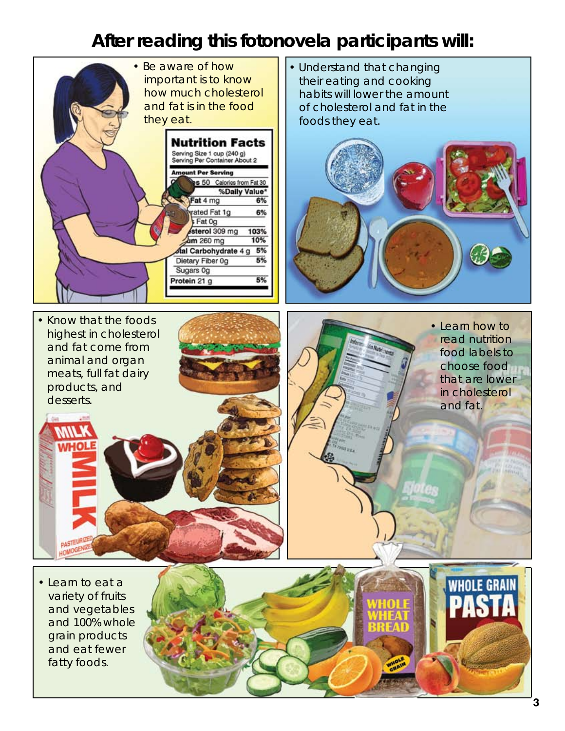# After reading this fotonovela participants will:

- Be aware of how important is to know how much cholesterol and fat is in the food they eat.
- Understand that changing their eating and cooking habits will lower the amount of cholesterol and fat in the foods they eat.
- Know that the foods highest in cholesterol and fat come from animal and organ meats, full fat dairy products, and desserts.
- Learn how to read nutrition food labels to choose food that are lower in cholesterol and fat.
- Learn to eat a variety of fruits and vegetables and 100% whole grain products and eat fewer fatty foods.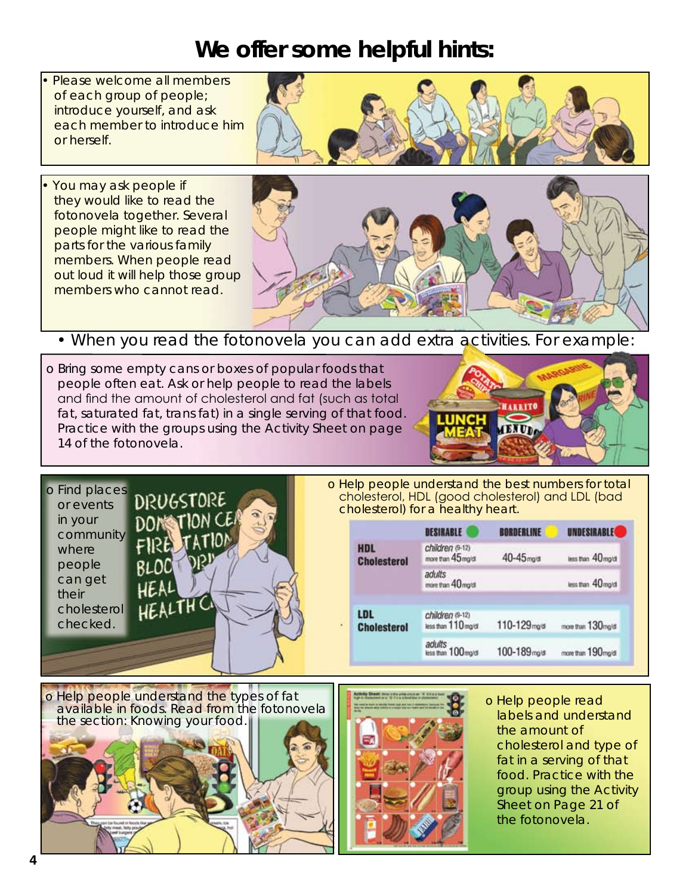# We offer some helpful hints:

- Please welcome all members of each group of people; introduce yourself, and ask each member to introduce him or herself.
- You may ask people if they would like to read the fotonovela together. Several people might like to read the parts for the various family members. When people read out loud it will help those group members who cannot read.
- When you read the fotonovela you can add extra activities. For example:
  - o Bring some empty cans or boxes of popular foods that people often eat. Ask or help people to read the labels and find the amount of cholesterol and fat (such as total fat, saturated fat, trans fat) in a single serving of that food. Practice with the groups using the Activity Sheet on page 14 of the fotonovela.
  - o Find places or events in your community where people can get their cholesterol checked.
  - o Help people understand the best numbers for total cholesterol, HDL (good cholesterol) and LDL (bad cholesterol) for a healthy heart.

| | | DESIRABLE | BORDERLINE | UNDESIRABLE |
|---|---|---|---|---|
| HDL Cholesterol | children (9-12) | more than 45mg/dl | 40-45mg/dl | less than 40mg/dl |
| | adults | more than 40mg/dl | | less than 40mg/dl |
| LDL Cholesterol | children (9-12) | less than 110mg/dl | 110-129mg/dl | more than 130mg/dl |
| | adults | less than 100mg/dl | 100-189mg/dl | more than 190mg/dl |

  - o Help people understand the types of fat available in foods. Read from the fotonovela the section: Knowing your food.
  - o Help people read labels and understand the amount of cholesterol and type of fat in a serving of that food. Practice with the group using the Activity Sheet on Page 21 of the fotonovela.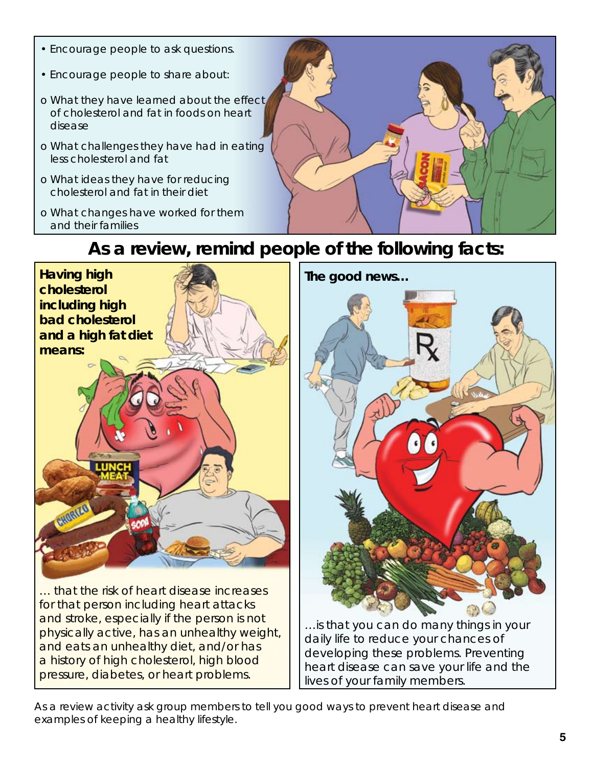- Encourage people to ask questions.
- Encourage people to share about:
  - o What they have learned about the effect of cholesterol and fat in foods on heart disease
  - o What challenges they have had in eating less cholesterol and fat
  - o What ideas they have for reducing cholesterol and fat in their diet
  - o What changes have worked for them and their families

## As a review, remind people of the following facts:

**Having high cholesterol including high bad cholesterol and a high fat diet means:**

… that the risk of heart disease increases for that person including heart attacks and stroke, especially if the person is not physically active, has an unhealthy weight, and eats an unhealthy diet, and/or has a history of high cholesterol, high blood pressure, diabetes, or heart problems.

**The good news…**

…is that you can do many things in your daily life to reduce your chances of developing these problems. Preventing heart disease can save your life and the lives of your family members.

As a review activity ask group members to tell you good ways to prevent heart disease and examples of keeping a healthy lifestyle.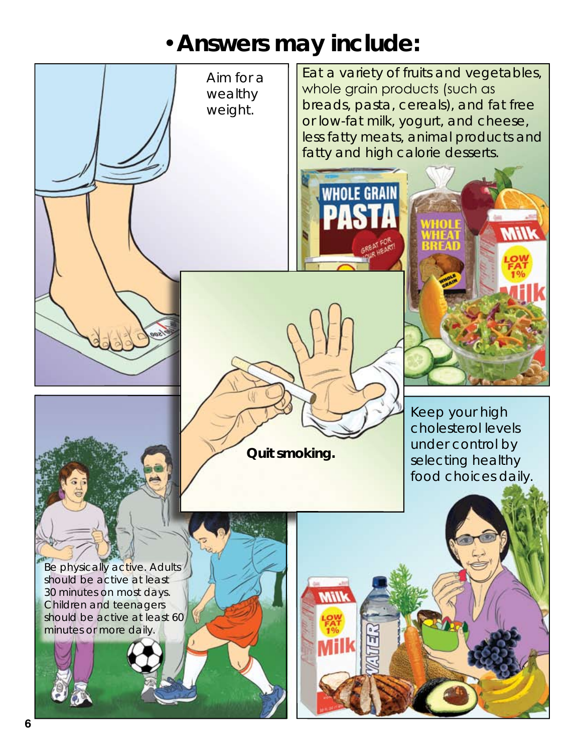# • Answers may include:

Aim for a wealthy weight.

Eat a variety of fruits and vegetables, whole grain products (such as breads, pasta, cereals), and fat free or low-fat milk, yogurt, and cheese, less fatty meats, animal products and fatty and high calorie desserts.

**Quit smoking.**

Keep your high cholesterol levels under control by selecting healthy food choices daily.

Be physically active. Adults should be active at least 30 minutes on most days. Children and teenagers should be active at least 60 minutes or more daily.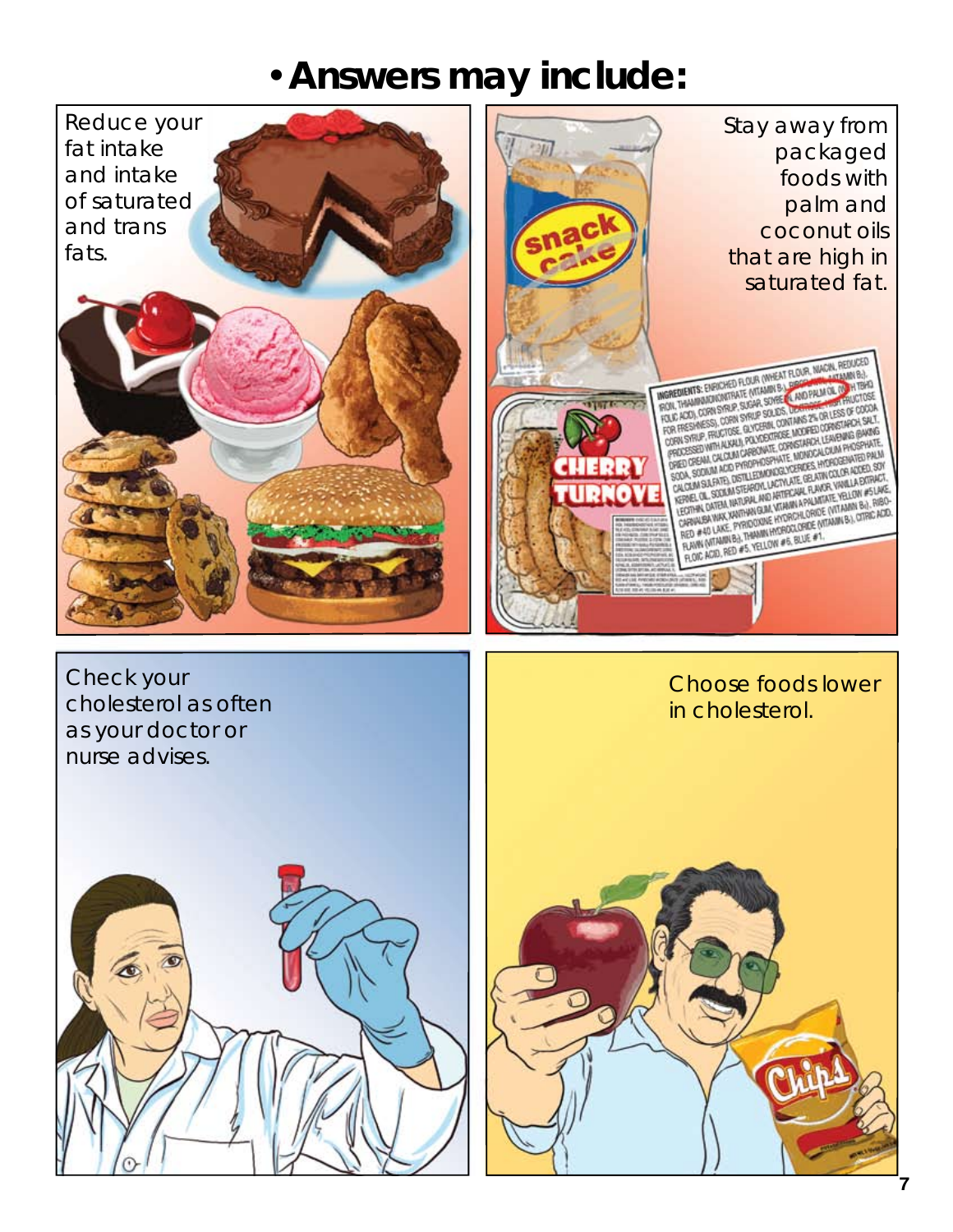# • Answers may include:

Reduce your fat intake and intake of saturated and trans fats.

Stay away from packaged foods with palm and coconut oils that are high in saturated fat.

Check your cholesterol as often as your doctor or nurse advises.

Choose foods lower in cholesterol.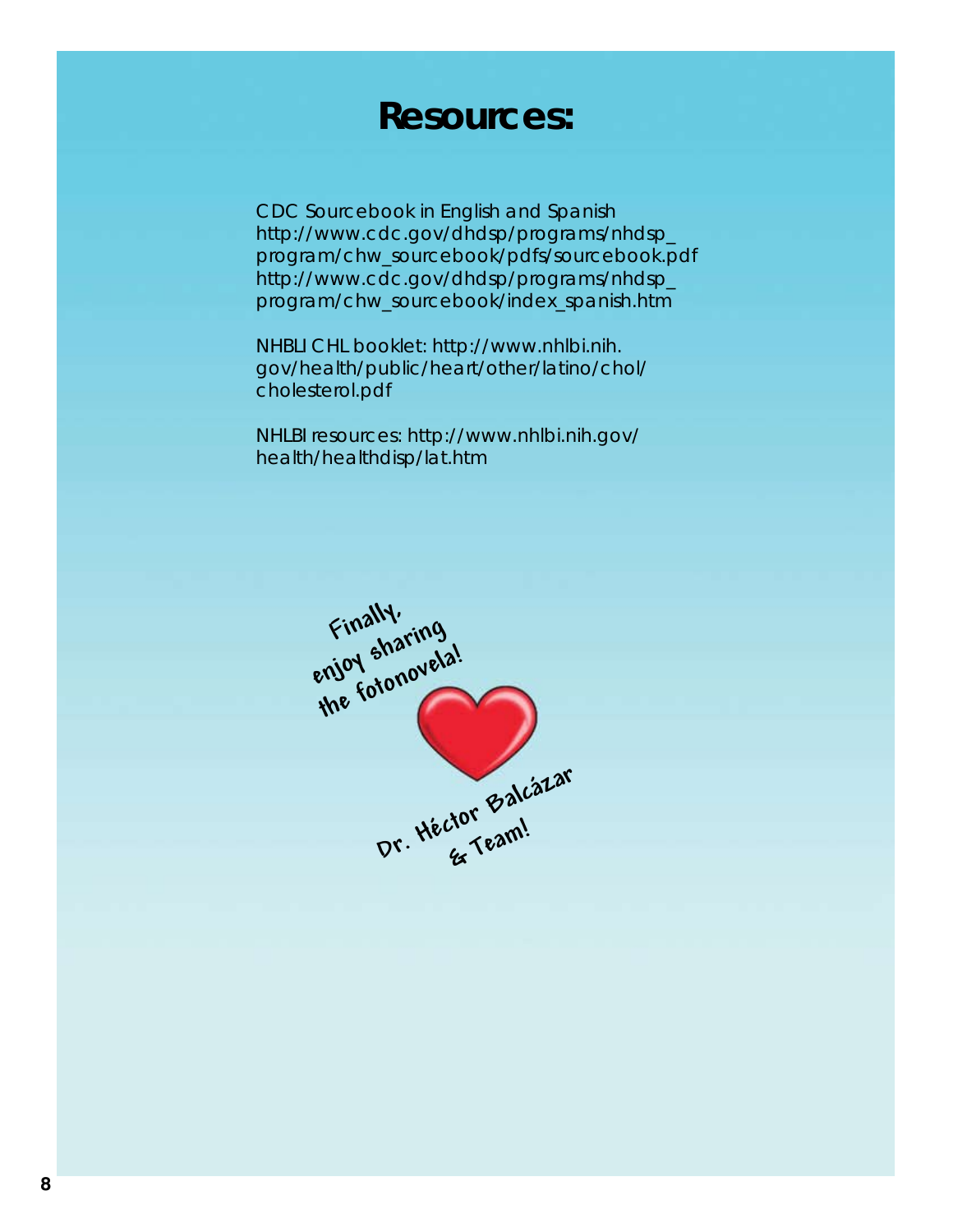# Resources:

CDC Sourcebook in English and Spanish
http://www.cdc.gov/dhdsp/programs/nhdsp_program/chw_sourcebook/pdfs/sourcebook.pdf
http://www.cdc.gov/dhdsp/programs/nhdsp_program/chw_sourcebook/index_spanish.htm

NHBLI CHL booklet: http://www.nhlbi.nih.gov/health/public/heart/other/latino/chol/cholesterol.pdf

NHLBI resources: http://www.nhlbi.nih.gov/health/healthdisp/lat.htm

Finally, enjoy sharing the fotonovela!

Dr. Héctor Balcázar & Team!